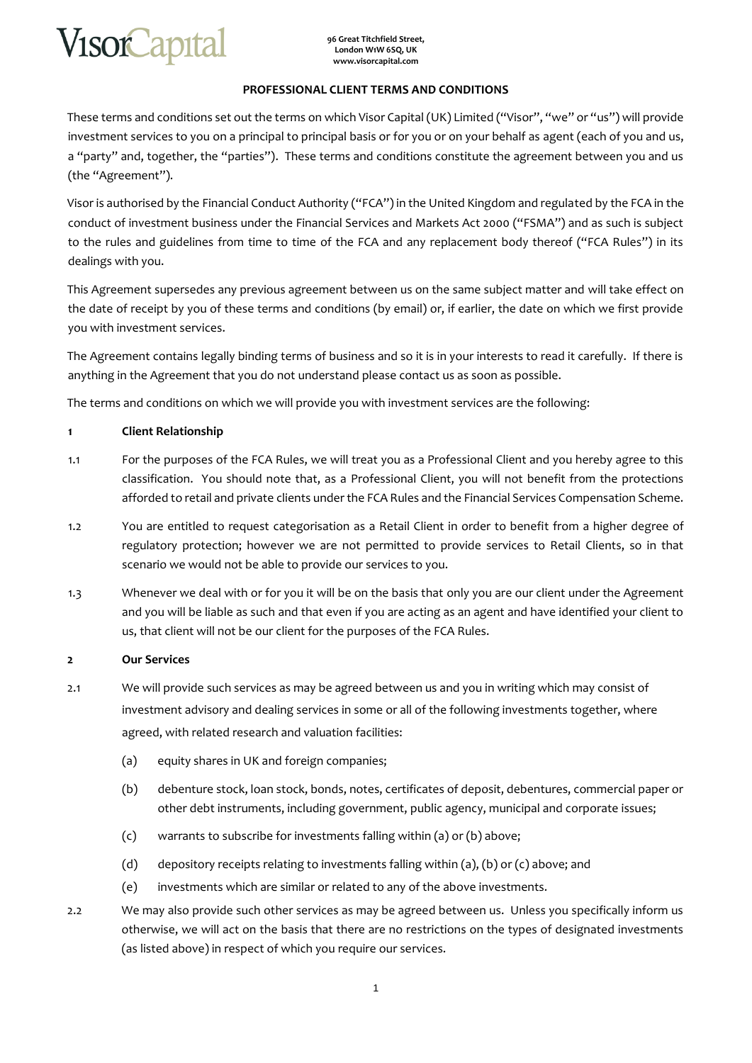VisorCapital

96 Great Titchfield Street,
London W1W 6SQ, UK
www.visorcapital.com

# PROFESSIONAL CLIENT TERMS AND CONDITIONS

These terms and conditions set out the terms on which Visor Capital (UK) Limited ("Visor", "we" or "us") will provide investment services to you on a principal to principal basis or for you or on your behalf as agent (each of you and us, a "party" and, together, the "parties"). These terms and conditions constitute the agreement between you and us (the "Agreement").

Visor is authorised by the Financial Conduct Authority ("FCA") in the United Kingdom and regulated by the FCA in the conduct of investment business under the Financial Services and Markets Act 2000 ("FSMA") and as such is subject to the rules and guidelines from time to time of the FCA and any replacement body thereof ("FCA Rules") in its dealings with you.

This Agreement supersedes any previous agreement between us on the same subject matter and will take effect on the date of receipt by you of these terms and conditions (by email) or, if earlier, the date on which we first provide you with investment services.

The Agreement contains legally binding terms of business and so it is in your interests to read it carefully. If there is anything in the Agreement that you do not understand please contact us as soon as possible.

The terms and conditions on which we will provide you with investment services are the following:

## 1 Client Relationship

1.1 For the purposes of the FCA Rules, we will treat you as a Professional Client and you hereby agree to this classification. You should note that, as a Professional Client, you will not benefit from the protections afforded to retail and private clients under the FCA Rules and the Financial Services Compensation Scheme.

1.2 You are entitled to request categorisation as a Retail Client in order to benefit from a higher degree of regulatory protection; however we are not permitted to provide services to Retail Clients, so in that scenario we would not be able to provide our services to you.

1.3 Whenever we deal with or for you it will be on the basis that only you are our client under the Agreement and you will be liable as such and that even if you are acting as an agent and have identified your client to us, that client will not be our client for the purposes of the FCA Rules.

## 2 Our Services

2.1 We will provide such services as may be agreed between us and you in writing which may consist of investment advisory and dealing services in some or all of the following investments together, where agreed, with related research and valuation facilities:

- (a) equity shares in UK and foreign companies;
- (b) debenture stock, loan stock, bonds, notes, certificates of deposit, debentures, commercial paper or other debt instruments, including government, public agency, municipal and corporate issues;
- (c) warrants to subscribe for investments falling within (a) or (b) above;
- (d) depository receipts relating to investments falling within (a), (b) or (c) above; and
- (e) investments which are similar or related to any of the above investments.

2.2 We may also provide such other services as may be agreed between us. Unless you specifically inform us otherwise, we will act on the basis that there are no restrictions on the types of designated investments (as listed above) in respect of which you require our services.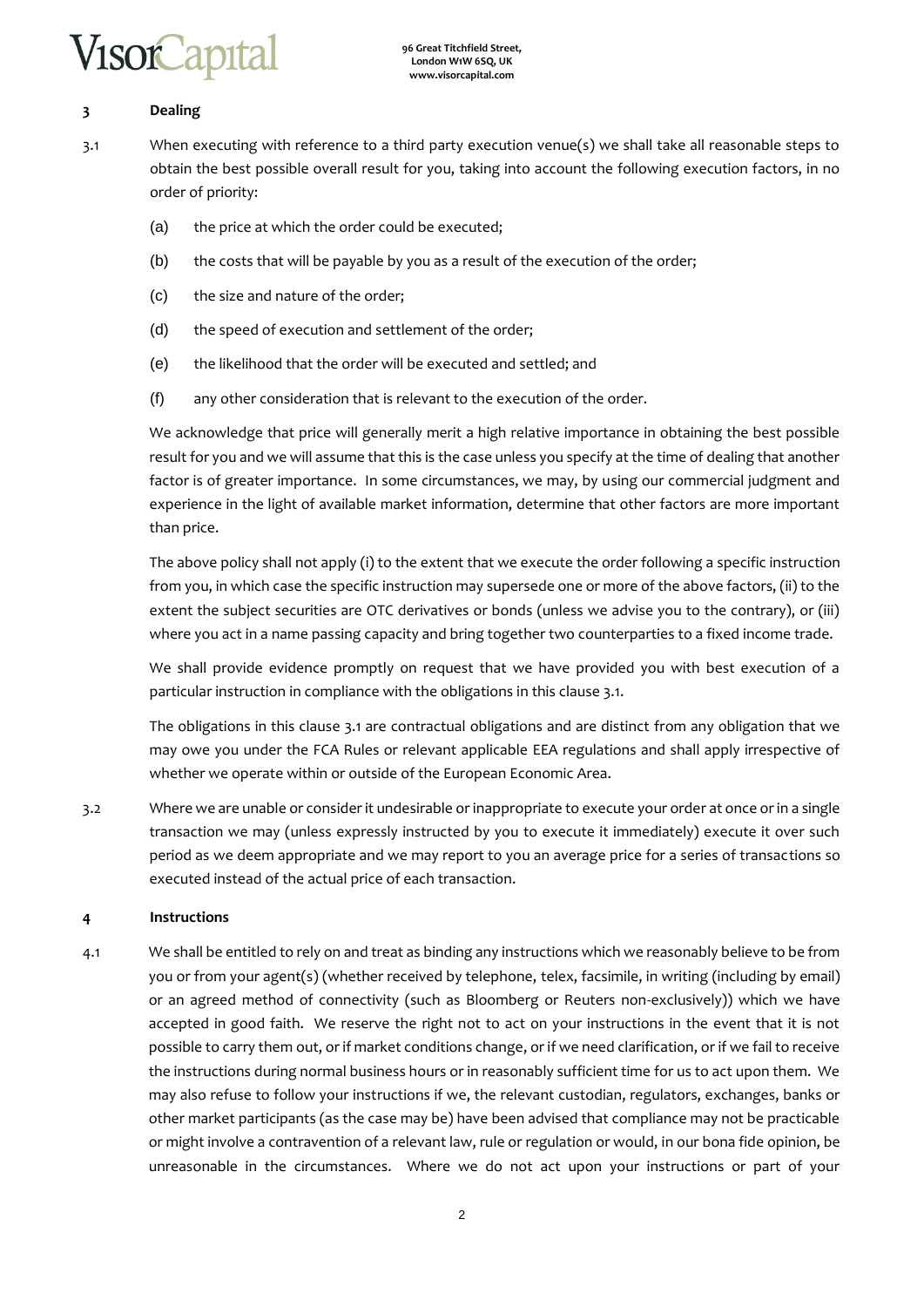## 3 Dealing

3.1 When executing with reference to a third party execution venue(s) we shall take all reasonable steps to obtain the best possible overall result for you, taking into account the following execution factors, in no order of priority:

(a) the price at which the order could be executed;

(b) the costs that will be payable by you as a result of the execution of the order;

(c) the size and nature of the order;

(d) the speed of execution and settlement of the order;

(e) the likelihood that the order will be executed and settled; and

(f) any other consideration that is relevant to the execution of the order.

We acknowledge that price will generally merit a high relative importance in obtaining the best possible result for you and we will assume that this is the case unless you specify at the time of dealing that another factor is of greater importance. In some circumstances, we may, by using our commercial judgment and experience in the light of available market information, determine that other factors are more important than price.

The above policy shall not apply (i) to the extent that we execute the order following a specific instruction from you, in which case the specific instruction may supersede one or more of the above factors, (ii) to the extent the subject securities are OTC derivatives or bonds (unless we advise you to the contrary), or (iii) where you act in a name passing capacity and bring together two counterparties to a fixed income trade.

We shall provide evidence promptly on request that we have provided you with best execution of a particular instruction in compliance with the obligations in this clause 3.1.

The obligations in this clause 3.1 are contractual obligations and are distinct from any obligation that we may owe you under the FCA Rules or relevant applicable EEA regulations and shall apply irrespective of whether we operate within or outside of the European Economic Area.

3.2 Where we are unable or consider it undesirable or inappropriate to execute your order at once or in a single transaction we may (unless expressly instructed by you to execute it immediately) execute it over such period as we deem appropriate and we may report to you an average price for a series of transactions so executed instead of the actual price of each transaction.

## 4 Instructions

4.1 We shall be entitled to rely on and treat as binding any instructions which we reasonably believe to be from you or from your agent(s) (whether received by telephone, telex, facsimile, in writing (including by email) or an agreed method of connectivity (such as Bloomberg or Reuters non-exclusively)) which we have accepted in good faith. We reserve the right not to act on your instructions in the event that it is not possible to carry them out, or if market conditions change, or if we need clarification, or if we fail to receive the instructions during normal business hours or in reasonably sufficient time for us to act upon them. We may also refuse to follow your instructions if we, the relevant custodian, regulators, exchanges, banks or other market participants (as the case may be) have been advised that compliance may not be practicable or might involve a contravention of a relevant law, rule or regulation or would, in our bona fide opinion, be unreasonable in the circumstances. Where we do not act upon your instructions or part of your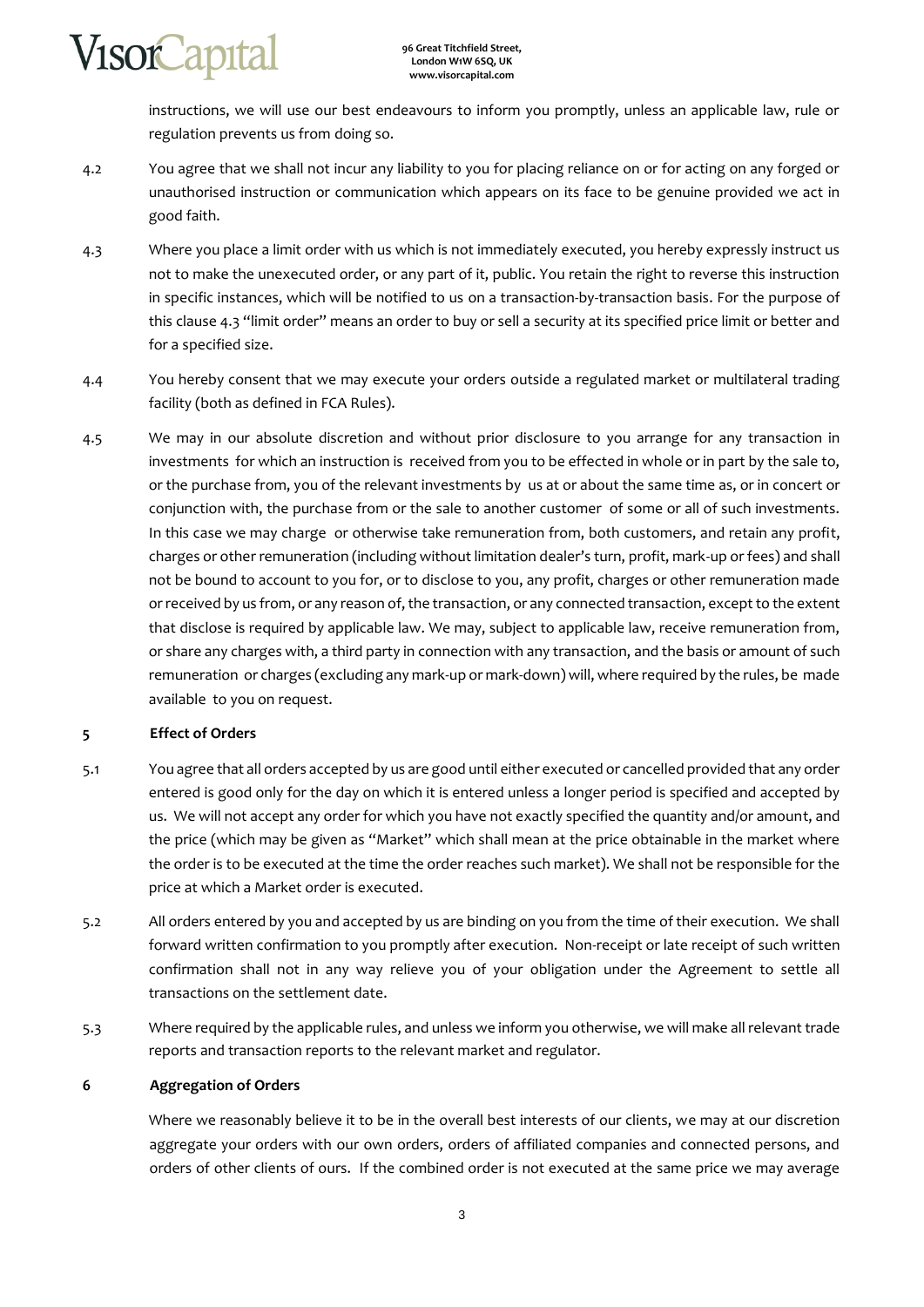instructions, we will use our best endeavours to inform you promptly, unless an applicable law, rule or regulation prevents us from doing so.

4.2 You agree that we shall not incur any liability to you for placing reliance on or for acting on any forged or unauthorised instruction or communication which appears on its face to be genuine provided we act in good faith.

4.3 Where you place a limit order with us which is not immediately executed, you hereby expressly instruct us not to make the unexecuted order, or any part of it, public. You retain the right to reverse this instruction in specific instances, which will be notified to us on a transaction-by-transaction basis. For the purpose of this clause 4.3 "limit order" means an order to buy or sell a security at its specified price limit or better and for a specified size.

4.4 You hereby consent that we may execute your orders outside a regulated market or multilateral trading facility (both as defined in FCA Rules).

4.5 We may in our absolute discretion and without prior disclosure to you arrange for any transaction in investments for which an instruction is received from you to be effected in whole or in part by the sale to, or the purchase from, you of the relevant investments by us at or about the same time as, or in concert or conjunction with, the purchase from or the sale to another customer of some or all of such investments. In this case we may charge or otherwise take remuneration from, both customers, and retain any profit, charges or other remuneration (including without limitation dealer's turn, profit, mark-up or fees) and shall not be bound to account to you for, or to disclose to you, any profit, charges or other remuneration made or received by us from, or any reason of, the transaction, or any connected transaction, except to the extent that disclose is required by applicable law. We may, subject to applicable law, receive remuneration from, or share any charges with, a third party in connection with any transaction, and the basis or amount of such remuneration or charges (excluding any mark-up or mark-down) will, where required by the rules, be made available to you on request.

## 5 Effect of Orders

5.1 You agree that all orders accepted by us are good until either executed or cancelled provided that any order entered is good only for the day on which it is entered unless a longer period is specified and accepted by us. We will not accept any order for which you have not exactly specified the quantity and/or amount, and the price (which may be given as "Market" which shall mean at the price obtainable in the market where the order is to be executed at the time the order reaches such market). We shall not be responsible for the price at which a Market order is executed.

5.2 All orders entered by you and accepted by us are binding on you from the time of their execution. We shall forward written confirmation to you promptly after execution. Non-receipt or late receipt of such written confirmation shall not in any way relieve you of your obligation under the Agreement to settle all transactions on the settlement date.

5.3 Where required by the applicable rules, and unless we inform you otherwise, we will make all relevant trade reports and transaction reports to the relevant market and regulator.

## 6 Aggregation of Orders

Where we reasonably believe it to be in the overall best interests of our clients, we may at our discretion aggregate your orders with our own orders, orders of affiliated companies and connected persons, and orders of other clients of ours. If the combined order is not executed at the same price we may average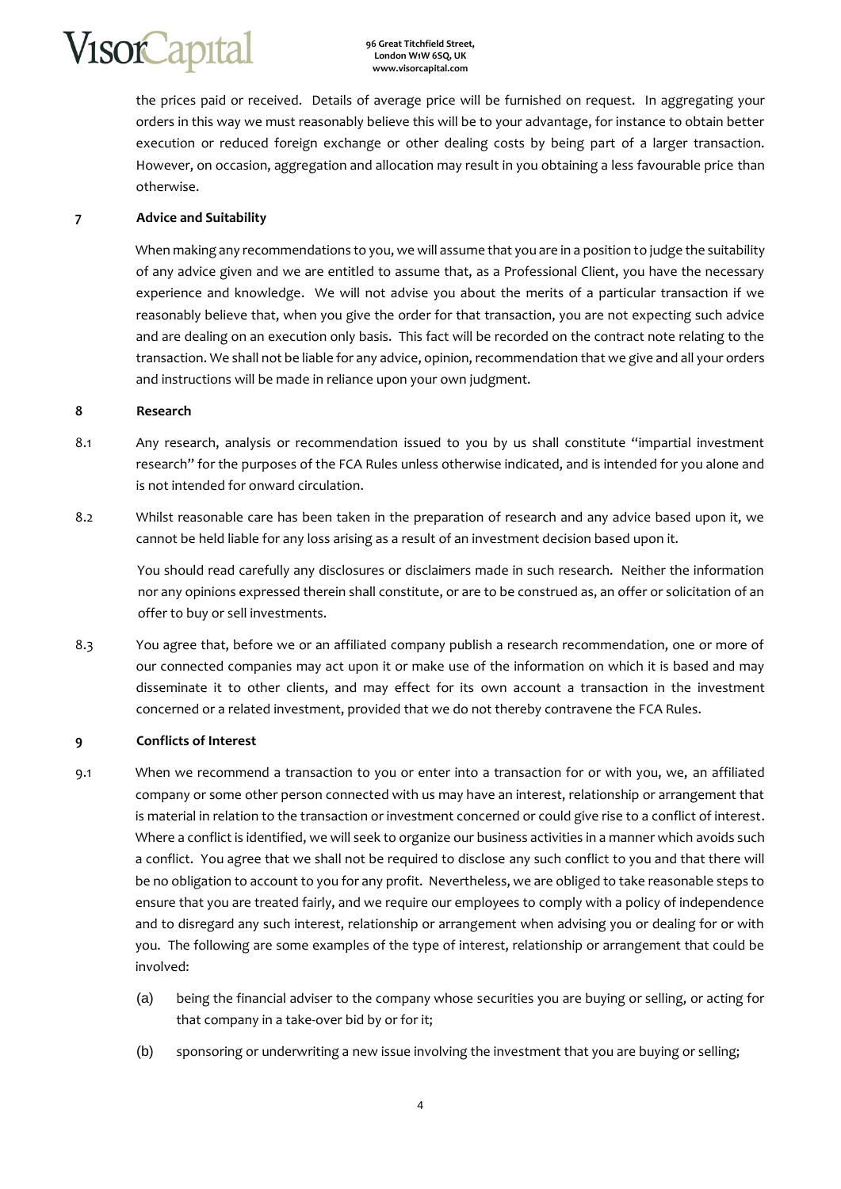the prices paid or received. Details of average price will be furnished on request. In aggregating your orders in this way we must reasonably believe this will be to your advantage, for instance to obtain better execution or reduced foreign exchange or other dealing costs by being part of a larger transaction. However, on occasion, aggregation and allocation may result in you obtaining a less favourable price than otherwise.

## 7 Advice and Suitability

When making any recommendations to you, we will assume that you are in a position to judge the suitability of any advice given and we are entitled to assume that, as a Professional Client, you have the necessary experience and knowledge. We will not advise you about the merits of a particular transaction if we reasonably believe that, when you give the order for that transaction, you are not expecting such advice and are dealing on an execution only basis. This fact will be recorded on the contract note relating to the transaction. We shall not be liable for any advice, opinion, recommendation that we give and all your orders and instructions will be made in reliance upon your own judgment.

## 8 Research

8.1 Any research, analysis or recommendation issued to you by us shall constitute "impartial investment research" for the purposes of the FCA Rules unless otherwise indicated, and is intended for you alone and is not intended for onward circulation.

8.2 Whilst reasonable care has been taken in the preparation of research and any advice based upon it, we cannot be held liable for any loss arising as a result of an investment decision based upon it.

You should read carefully any disclosures or disclaimers made in such research. Neither the information nor any opinions expressed therein shall constitute, or are to be construed as, an offer or solicitation of an offer to buy or sell investments.

8.3 You agree that, before we or an affiliated company publish a research recommendation, one or more of our connected companies may act upon it or make use of the information on which it is based and may disseminate it to other clients, and may effect for its own account a transaction in the investment concerned or a related investment, provided that we do not thereby contravene the FCA Rules.

## 9 Conflicts of Interest

9.1 When we recommend a transaction to you or enter into a transaction for or with you, we, an affiliated company or some other person connected with us may have an interest, relationship or arrangement that is material in relation to the transaction or investment concerned or could give rise to a conflict of interest. Where a conflict is identified, we will seek to organize our business activities in a manner which avoids such a conflict. You agree that we shall not be required to disclose any such conflict to you and that there will be no obligation to account to you for any profit. Nevertheless, we are obliged to take reasonable steps to ensure that you are treated fairly, and we require our employees to comply with a policy of independence and to disregard any such interest, relationship or arrangement when advising you or dealing for or with you. The following are some examples of the type of interest, relationship or arrangement that could be involved:

(a) being the financial adviser to the company whose securities you are buying or selling, or acting for that company in a take-over bid by or for it;

(b) sponsoring or underwriting a new issue involving the investment that you are buying or selling;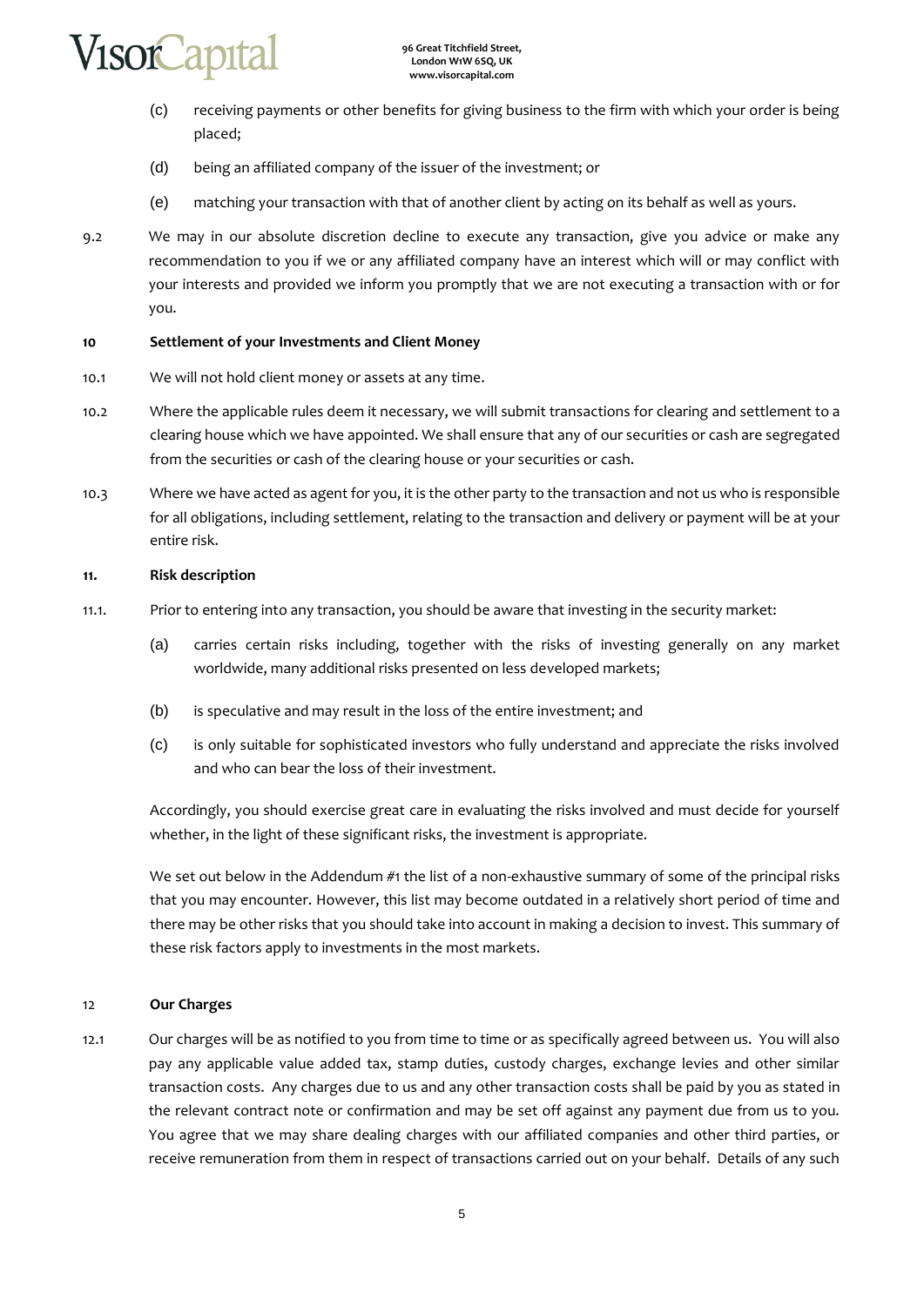(c) receiving payments or other benefits for giving business to the firm with which your order is being placed;

(d) being an affiliated company of the issuer of the investment; or

(e) matching your transaction with that of another client by acting on its behalf as well as yours.

9.2 We may in our absolute discretion decline to execute any transaction, give you advice or make any recommendation to you if we or any affiliated company have an interest which will or may conflict with your interests and provided we inform you promptly that we are not executing a transaction with or for you.

**10 Settlement of your Investments and Client Money**

10.1 We will not hold client money or assets at any time.

10.2 Where the applicable rules deem it necessary, we will submit transactions for clearing and settlement to a clearing house which we have appointed. We shall ensure that any of our securities or cash are segregated from the securities or cash of the clearing house or your securities or cash.

10.3 Where we have acted as agent for you, it is the other party to the transaction and not us who is responsible for all obligations, including settlement, relating to the transaction and delivery or payment will be at your entire risk.

**11. Risk description**

11.1. Prior to entering into any transaction, you should be aware that investing in the security market:

(a) carries certain risks including, together with the risks of investing generally on any market worldwide, many additional risks presented on less developed markets;

(b) is speculative and may result in the loss of the entire investment; and

(c) is only suitable for sophisticated investors who fully understand and appreciate the risks involved and who can bear the loss of their investment.

Accordingly, you should exercise great care in evaluating the risks involved and must decide for yourself whether, in the light of these significant risks, the investment is appropriate.

We set out below in the Addendum #1 the list of a non-exhaustive summary of some of the principal risks that you may encounter. However, this list may become outdated in a relatively short period of time and there may be other risks that you should take into account in making a decision to invest. This summary of these risk factors apply to investments in the most markets.

**12 Our Charges**

12.1 Our charges will be as notified to you from time to time or as specifically agreed between us. You will also pay any applicable value added tax, stamp duties, custody charges, exchange levies and other similar transaction costs. Any charges due to us and any other transaction costs shall be paid by you as stated in the relevant contract note or confirmation and may be set off against any payment due from us to you. You agree that we may share dealing charges with our affiliated companies and other third parties, or receive remuneration from them in respect of transactions carried out on your behalf. Details of any such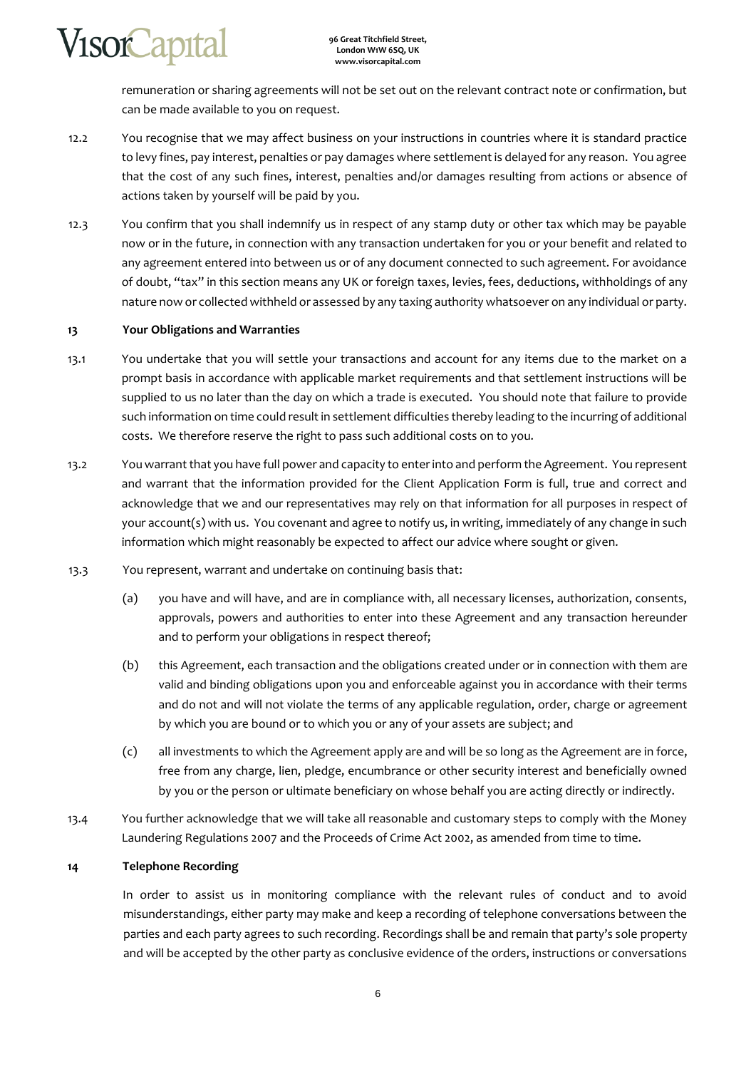remuneration or sharing agreements will not be set out on the relevant contract note or confirmation, but can be made available to you on request.

12.2 You recognise that we may affect business on your instructions in countries where it is standard practice to levy fines, pay interest, penalties or pay damages where settlement is delayed for any reason. You agree that the cost of any such fines, interest, penalties and/or damages resulting from actions or absence of actions taken by yourself will be paid by you.

12.3 You confirm that you shall indemnify us in respect of any stamp duty or other tax which may be payable now or in the future, in connection with any transaction undertaken for you or your benefit and related to any agreement entered into between us or of any document connected to such agreement. For avoidance of doubt, "tax" in this section means any UK or foreign taxes, levies, fees, deductions, withholdings of any nature now or collected withheld or assessed by any taxing authority whatsoever on any individual or party.

## 13 Your Obligations and Warranties

13.1 You undertake that you will settle your transactions and account for any items due to the market on a prompt basis in accordance with applicable market requirements and that settlement instructions will be supplied to us no later than the day on which a trade is executed. You should note that failure to provide such information on time could result in settlement difficulties thereby leading to the incurring of additional costs. We therefore reserve the right to pass such additional costs on to you.

13.2 You warrant that you have full power and capacity to enter into and perform the Agreement. You represent and warrant that the information provided for the Client Application Form is full, true and correct and acknowledge that we and our representatives may rely on that information for all purposes in respect of your account(s) with us. You covenant and agree to notify us, in writing, immediately of any change in such information which might reasonably be expected to affect our advice where sought or given.

13.3 You represent, warrant and undertake on continuing basis that:

(a) you have and will have, and are in compliance with, all necessary licenses, authorization, consents, approvals, powers and authorities to enter into these Agreement and any transaction hereunder and to perform your obligations in respect thereof;

(b) this Agreement, each transaction and the obligations created under or in connection with them are valid and binding obligations upon you and enforceable against you in accordance with their terms and do not and will not violate the terms of any applicable regulation, order, charge or agreement by which you are bound or to which you or any of your assets are subject; and

(c) all investments to which the Agreement apply are and will be so long as the Agreement are in force, free from any charge, lien, pledge, encumbrance or other security interest and beneficially owned by you or the person or ultimate beneficiary on whose behalf you are acting directly or indirectly.

13.4 You further acknowledge that we will take all reasonable and customary steps to comply with the Money Laundering Regulations 2007 and the Proceeds of Crime Act 2002, as amended from time to time.

## 14 Telephone Recording

In order to assist us in monitoring compliance with the relevant rules of conduct and to avoid misunderstandings, either party may make and keep a recording of telephone conversations between the parties and each party agrees to such recording. Recordings shall be and remain that party's sole property and will be accepted by the other party as conclusive evidence of the orders, instructions or conversations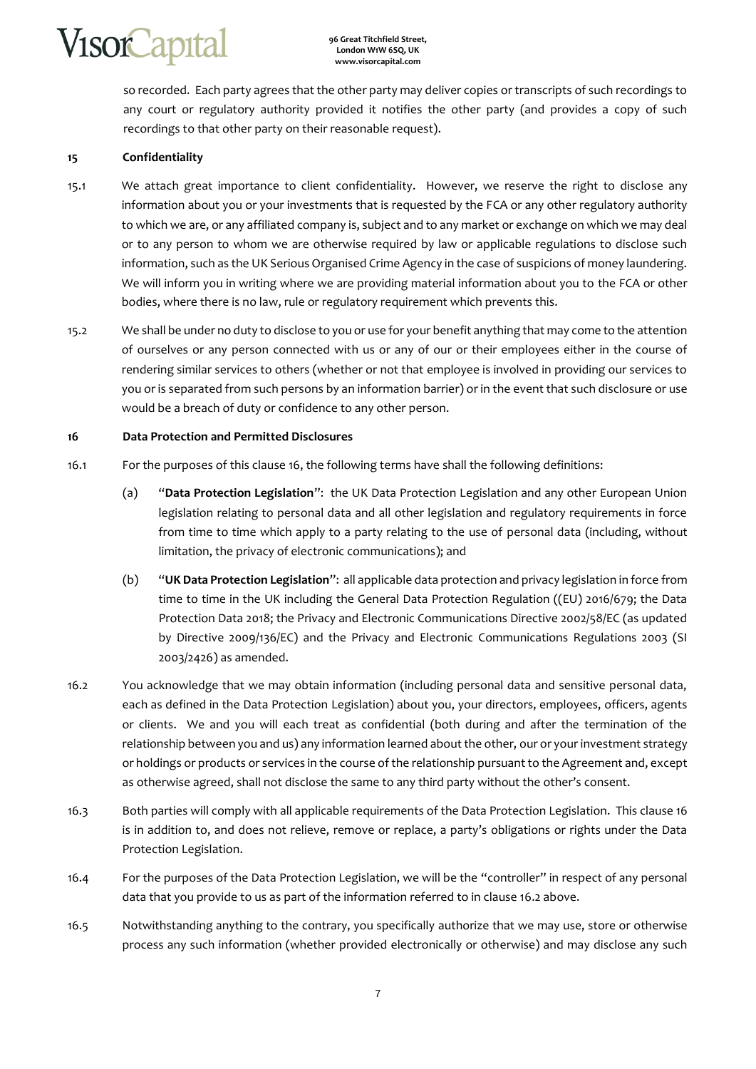so recorded. Each party agrees that the other party may deliver copies or transcripts of such recordings to any court or regulatory authority provided it notifies the other party (and provides a copy of such recordings to that other party on their reasonable request).

## 15 Confidentiality

15.1 We attach great importance to client confidentiality. However, we reserve the right to disclose any information about you or your investments that is requested by the FCA or any other regulatory authority to which we are, or any affiliated company is, subject and to any market or exchange on which we may deal or to any person to whom we are otherwise required by law or applicable regulations to disclose such information, such as the UK Serious Organised Crime Agency in the case of suspicions of money laundering. We will inform you in writing where we are providing material information about you to the FCA or other bodies, where there is no law, rule or regulatory requirement which prevents this.

15.2 We shall be under no duty to disclose to you or use for your benefit anything that may come to the attention of ourselves or any person connected with us or any of our or their employees either in the course of rendering similar services to others (whether or not that employee is involved in providing our services to you or is separated from such persons by an information barrier) or in the event that such disclosure or use would be a breach of duty or confidence to any other person.

## 16 Data Protection and Permitted Disclosures

16.1 For the purposes of this clause 16, the following terms have shall the following definitions:

(a) "**Data Protection Legislation**": the UK Data Protection Legislation and any other European Union legislation relating to personal data and all other legislation and regulatory requirements in force from time to time which apply to a party relating to the use of personal data (including, without limitation, the privacy of electronic communications); and

(b) "**UK Data Protection Legislation**": all applicable data protection and privacy legislation in force from time to time in the UK including the General Data Protection Regulation ((EU) 2016/679; the Data Protection Data 2018; the Privacy and Electronic Communications Directive 2002/58/EC (as updated by Directive 2009/136/EC) and the Privacy and Electronic Communications Regulations 2003 (SI 2003/2426) as amended.

16.2 You acknowledge that we may obtain information (including personal data and sensitive personal data, each as defined in the Data Protection Legislation) about you, your directors, employees, officers, agents or clients. We and you will each treat as confidential (both during and after the termination of the relationship between you and us) any information learned about the other, our or your investment strategy or holdings or products or services in the course of the relationship pursuant to the Agreement and, except as otherwise agreed, shall not disclose the same to any third party without the other's consent.

16.3 Both parties will comply with all applicable requirements of the Data Protection Legislation. This clause 16 is in addition to, and does not relieve, remove or replace, a party's obligations or rights under the Data Protection Legislation.

16.4 For the purposes of the Data Protection Legislation, we will be the "controller" in respect of any personal data that you provide to us as part of the information referred to in clause 16.2 above.

16.5 Notwithstanding anything to the contrary, you specifically authorize that we may use, store or otherwise process any such information (whether provided electronically or otherwise) and may disclose any such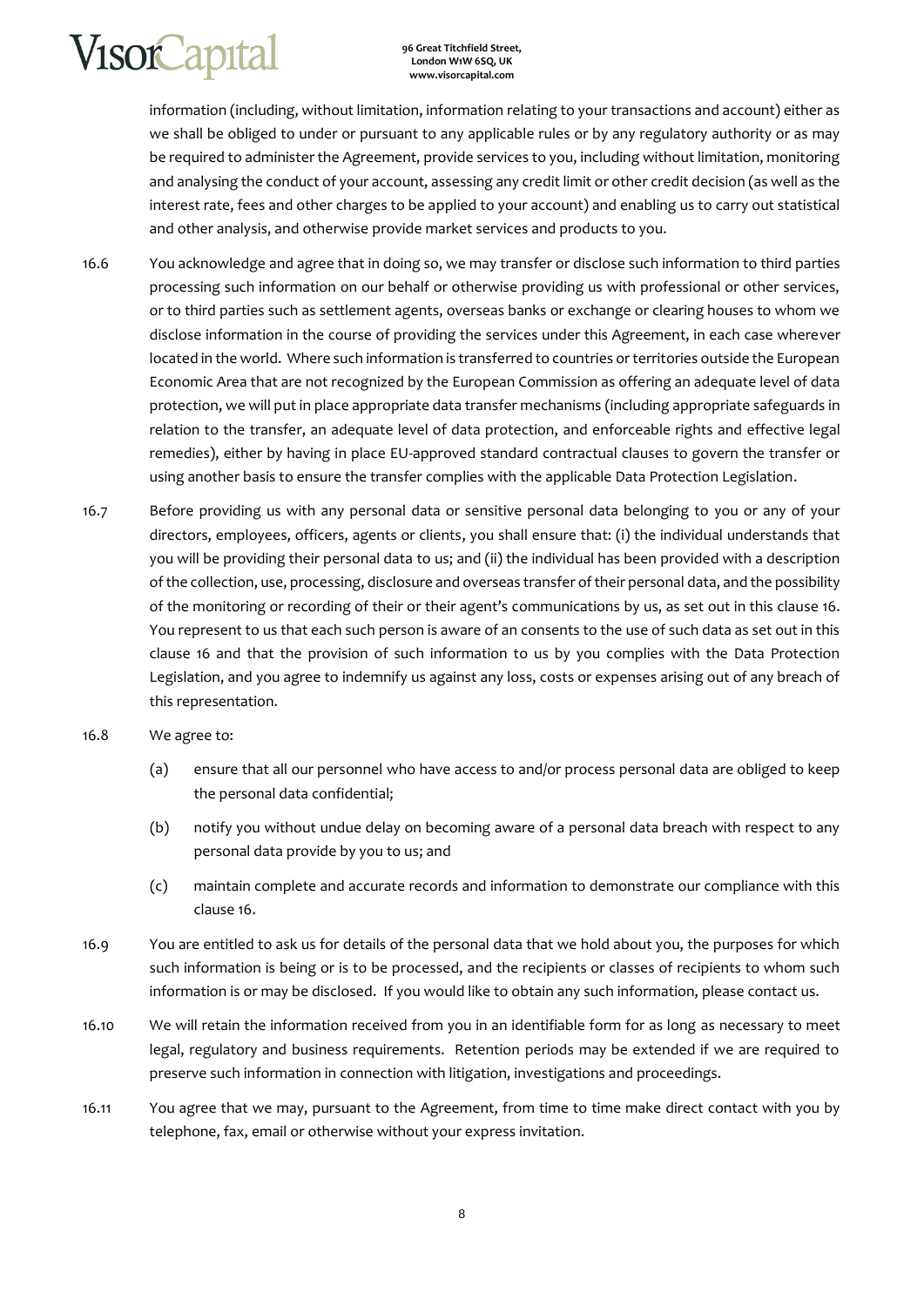information (including, without limitation, information relating to your transactions and account) either as we shall be obliged to under or pursuant to any applicable rules or by any regulatory authority or as may be required to administer the Agreement, provide services to you, including without limitation, monitoring and analysing the conduct of your account, assessing any credit limit or other credit decision (as well as the interest rate, fees and other charges to be applied to your account) and enabling us to carry out statistical and other analysis, and otherwise provide market services and products to you.

16.6 You acknowledge and agree that in doing so, we may transfer or disclose such information to third parties processing such information on our behalf or otherwise providing us with professional or other services, or to third parties such as settlement agents, overseas banks or exchange or clearing houses to whom we disclose information in the course of providing the services under this Agreement, in each case wherever located in the world. Where such information is transferred to countries or territories outside the European Economic Area that are not recognized by the European Commission as offering an adequate level of data protection, we will put in place appropriate data transfer mechanisms (including appropriate safeguards in relation to the transfer, an adequate level of data protection, and enforceable rights and effective legal remedies), either by having in place EU-approved standard contractual clauses to govern the transfer or using another basis to ensure the transfer complies with the applicable Data Protection Legislation.

16.7 Before providing us with any personal data or sensitive personal data belonging to you or any of your directors, employees, officers, agents or clients, you shall ensure that: (i) the individual understands that you will be providing their personal data to us; and (ii) the individual has been provided with a description of the collection, use, processing, disclosure and overseas transfer of their personal data, and the possibility of the monitoring or recording of their or their agent's communications by us, as set out in this clause 16. You represent to us that each such person is aware of an consents to the use of such data as set out in this clause 16 and that the provision of such information to us by you complies with the Data Protection Legislation, and you agree to indemnify us against any loss, costs or expenses arising out of any breach of this representation.

16.8 We agree to:

(a) ensure that all our personnel who have access to and/or process personal data are obliged to keep the personal data confidential;

(b) notify you without undue delay on becoming aware of a personal data breach with respect to any personal data provide by you to us; and

(c) maintain complete and accurate records and information to demonstrate our compliance with this clause 16.

16.9 You are entitled to ask us for details of the personal data that we hold about you, the purposes for which such information is being or is to be processed, and the recipients or classes of recipients to whom such information is or may be disclosed. If you would like to obtain any such information, please contact us.

16.10 We will retain the information received from you in an identifiable form for as long as necessary to meet legal, regulatory and business requirements. Retention periods may be extended if we are required to preserve such information in connection with litigation, investigations and proceedings.

16.11 You agree that we may, pursuant to the Agreement, from time to time make direct contact with you by telephone, fax, email or otherwise without your express invitation.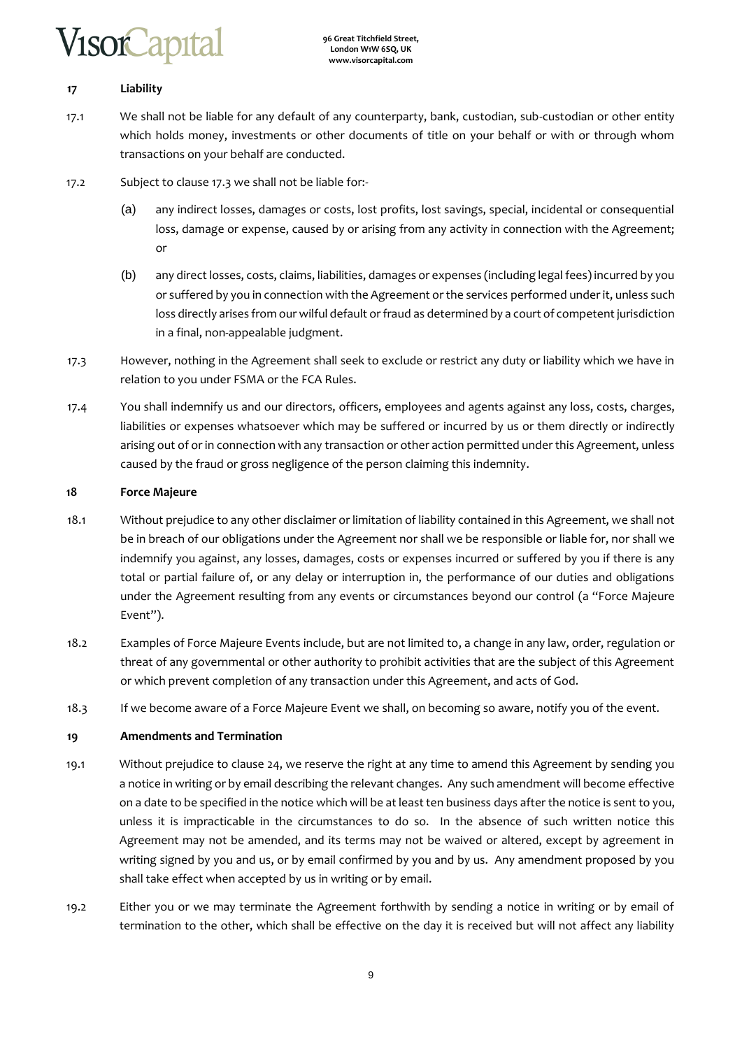## 17 Liability

17.1 We shall not be liable for any default of any counterparty, bank, custodian, sub-custodian or other entity which holds money, investments or other documents of title on your behalf or with or through whom transactions on your behalf are conducted.

17.2 Subject to clause 17.3 we shall not be liable for:-

(a) any indirect losses, damages or costs, lost profits, lost savings, special, incidental or consequential loss, damage or expense, caused by or arising from any activity in connection with the Agreement; or

(b) any direct losses, costs, claims, liabilities, damages or expenses (including legal fees) incurred by you or suffered by you in connection with the Agreement or the services performed under it, unless such loss directly arises from our wilful default or fraud as determined by a court of competent jurisdiction in a final, non-appealable judgment.

17.3 However, nothing in the Agreement shall seek to exclude or restrict any duty or liability which we have in relation to you under FSMA or the FCA Rules.

17.4 You shall indemnify us and our directors, officers, employees and agents against any loss, costs, charges, liabilities or expenses whatsoever which may be suffered or incurred by us or them directly or indirectly arising out of or in connection with any transaction or other action permitted under this Agreement, unless caused by the fraud or gross negligence of the person claiming this indemnity.

## 18 Force Majeure

18.1 Without prejudice to any other disclaimer or limitation of liability contained in this Agreement, we shall not be in breach of our obligations under the Agreement nor shall we be responsible or liable for, nor shall we indemnify you against, any losses, damages, costs or expenses incurred or suffered by you if there is any total or partial failure of, or any delay or interruption in, the performance of our duties and obligations under the Agreement resulting from any events or circumstances beyond our control (a "Force Majeure Event").

18.2 Examples of Force Majeure Events include, but are not limited to, a change in any law, order, regulation or threat of any governmental or other authority to prohibit activities that are the subject of this Agreement or which prevent completion of any transaction under this Agreement, and acts of God.

18.3 If we become aware of a Force Majeure Event we shall, on becoming so aware, notify you of the event.

## 19 Amendments and Termination

19.1 Without prejudice to clause 24, we reserve the right at any time to amend this Agreement by sending you a notice in writing or by email describing the relevant changes. Any such amendment will become effective on a date to be specified in the notice which will be at least ten business days after the notice is sent to you, unless it is impracticable in the circumstances to do so. In the absence of such written notice this Agreement may not be amended, and its terms may not be waived or altered, except by agreement in writing signed by you and us, or by email confirmed by you and by us. Any amendment proposed by you shall take effect when accepted by us in writing or by email.

19.2 Either you or we may terminate the Agreement forthwith by sending a notice in writing or by email of termination to the other, which shall be effective on the day it is received but will not affect any liability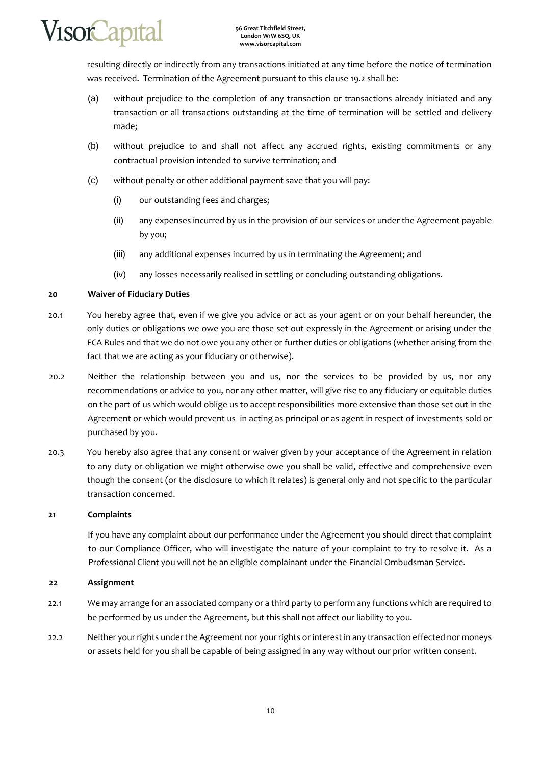resulting directly or indirectly from any transactions initiated at any time before the notice of termination was received. Termination of the Agreement pursuant to this clause 19.2 shall be:

(a) without prejudice to the completion of any transaction or transactions already initiated and any transaction or all transactions outstanding at the time of termination will be settled and delivery made;

(b) without prejudice to and shall not affect any accrued rights, existing commitments or any contractual provision intended to survive termination; and

(c) without penalty or other additional payment save that you will pay:

(i) our outstanding fees and charges;

(ii) any expenses incurred by us in the provision of our services or under the Agreement payable by you;

(iii) any additional expenses incurred by us in terminating the Agreement; and

(iv) any losses necessarily realised in settling or concluding outstanding obligations.

**20 Waiver of Fiduciary Duties**

20.1 You hereby agree that, even if we give you advice or act as your agent or on your behalf hereunder, the only duties or obligations we owe you are those set out expressly in the Agreement or arising under the FCA Rules and that we do not owe you any other or further duties or obligations (whether arising from the fact that we are acting as your fiduciary or otherwise).

20.2 Neither the relationship between you and us, nor the services to be provided by us, nor any recommendations or advice to you, nor any other matter, will give rise to any fiduciary or equitable duties on the part of us which would oblige us to accept responsibilities more extensive than those set out in the Agreement or which would prevent us in acting as principal or as agent in respect of investments sold or purchased by you.

20.3 You hereby also agree that any consent or waiver given by your acceptance of the Agreement in relation to any duty or obligation we might otherwise owe you shall be valid, effective and comprehensive even though the consent (or the disclosure to which it relates) is general only and not specific to the particular transaction concerned.

**21 Complaints**

If you have any complaint about our performance under the Agreement you should direct that complaint to our Compliance Officer, who will investigate the nature of your complaint to try to resolve it. As a Professional Client you will not be an eligible complainant under the Financial Ombudsman Service.

**22 Assignment**

22.1 We may arrange for an associated company or a third party to perform any functions which are required to be performed by us under the Agreement, but this shall not affect our liability to you.

22.2 Neither your rights under the Agreement nor your rights or interest in any transaction effected nor moneys or assets held for you shall be capable of being assigned in any way without our prior written consent.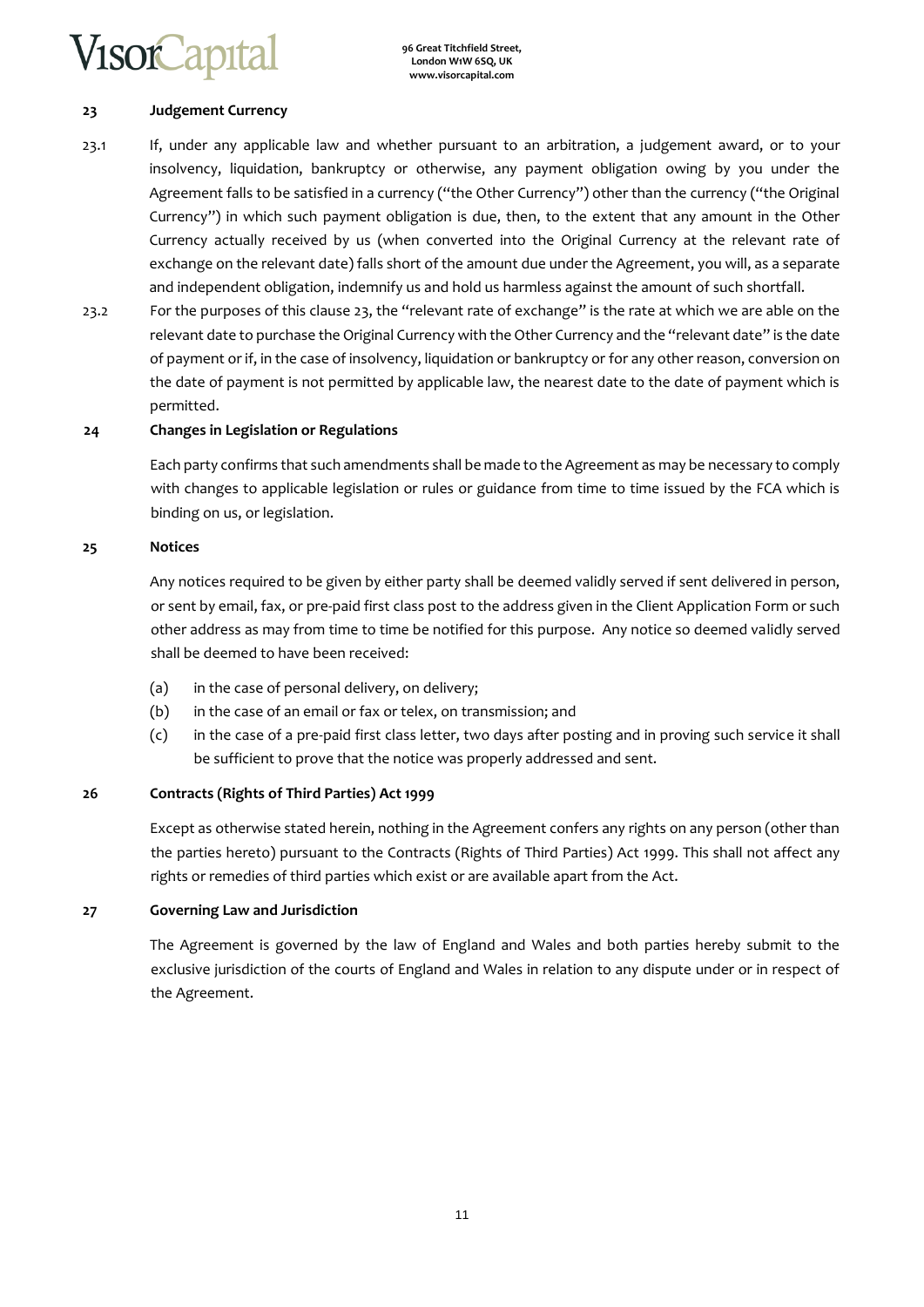## 23 Judgement Currency

23.1 If, under any applicable law and whether pursuant to an arbitration, a judgement award, or to your insolvency, liquidation, bankruptcy or otherwise, any payment obligation owing by you under the Agreement falls to be satisfied in a currency ("the Other Currency") other than the currency ("the Original Currency") in which such payment obligation is due, then, to the extent that any amount in the Other Currency actually received by us (when converted into the Original Currency at the relevant rate of exchange on the relevant date) falls short of the amount due under the Agreement, you will, as a separate and independent obligation, indemnify us and hold us harmless against the amount of such shortfall.

23.2 For the purposes of this clause 23, the "relevant rate of exchange" is the rate at which we are able on the relevant date to purchase the Original Currency with the Other Currency and the "relevant date" is the date of payment or if, in the case of insolvency, liquidation or bankruptcy or for any other reason, conversion on the date of payment is not permitted by applicable law, the nearest date to the date of payment which is permitted.

## 24 Changes in Legislation or Regulations

Each party confirms that such amendments shall be made to the Agreement as may be necessary to comply with changes to applicable legislation or rules or guidance from time to time issued by the FCA which is binding on us, or legislation.

## 25 Notices

Any notices required to be given by either party shall be deemed validly served if sent delivered in person, or sent by email, fax, or pre-paid first class post to the address given in the Client Application Form or such other address as may from time to time be notified for this purpose. Any notice so deemed validly served shall be deemed to have been received:

(a) in the case of personal delivery, on delivery;

(b) in the case of an email or fax or telex, on transmission; and

(c) in the case of a pre-paid first class letter, two days after posting and in proving such service it shall be sufficient to prove that the notice was properly addressed and sent.

## 26 Contracts (Rights of Third Parties) Act 1999

Except as otherwise stated herein, nothing in the Agreement confers any rights on any person (other than the parties hereto) pursuant to the Contracts (Rights of Third Parties) Act 1999. This shall not affect any rights or remedies of third parties which exist or are available apart from the Act.

## 27 Governing Law and Jurisdiction

The Agreement is governed by the law of England and Wales and both parties hereby submit to the exclusive jurisdiction of the courts of England and Wales in relation to any dispute under or in respect of the Agreement.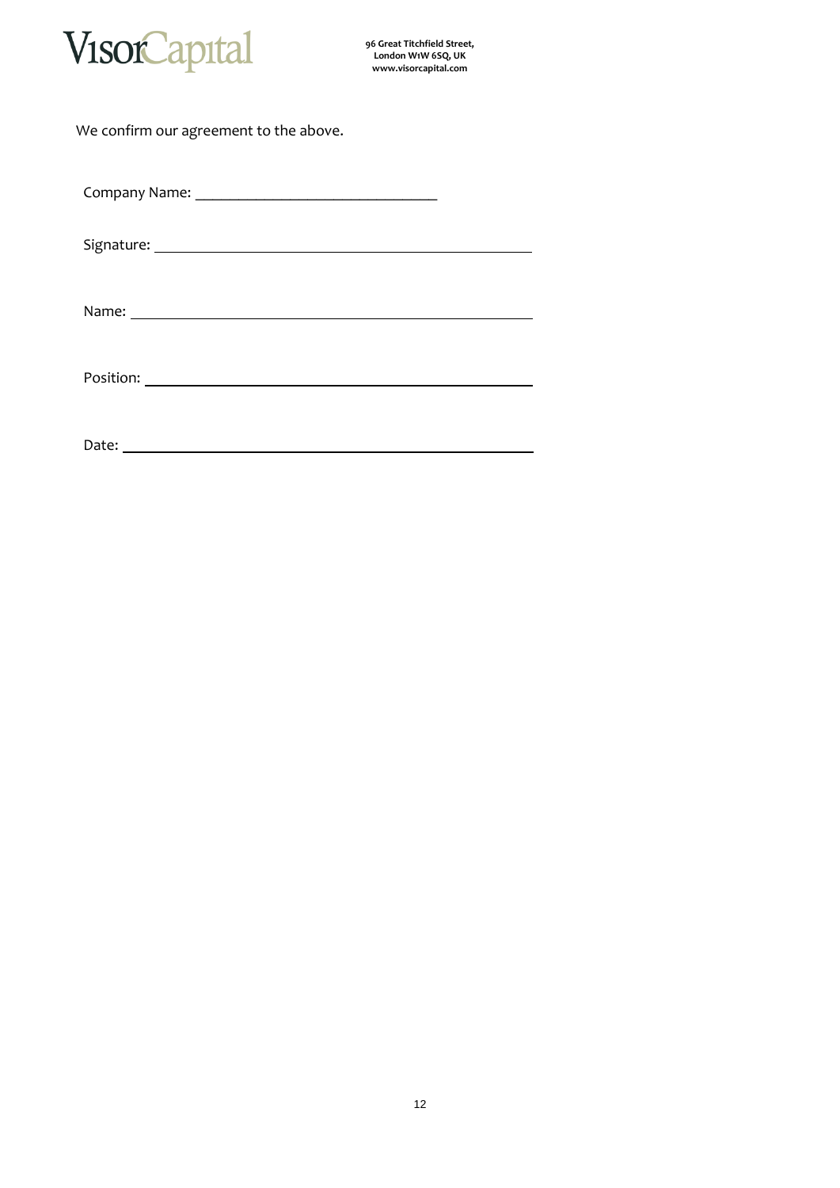We confirm our agreement to the above.

Company Name: ______________________________

Signature: ______________________________

Name: ______________________________

Position: ______________________________

Date: ______________________________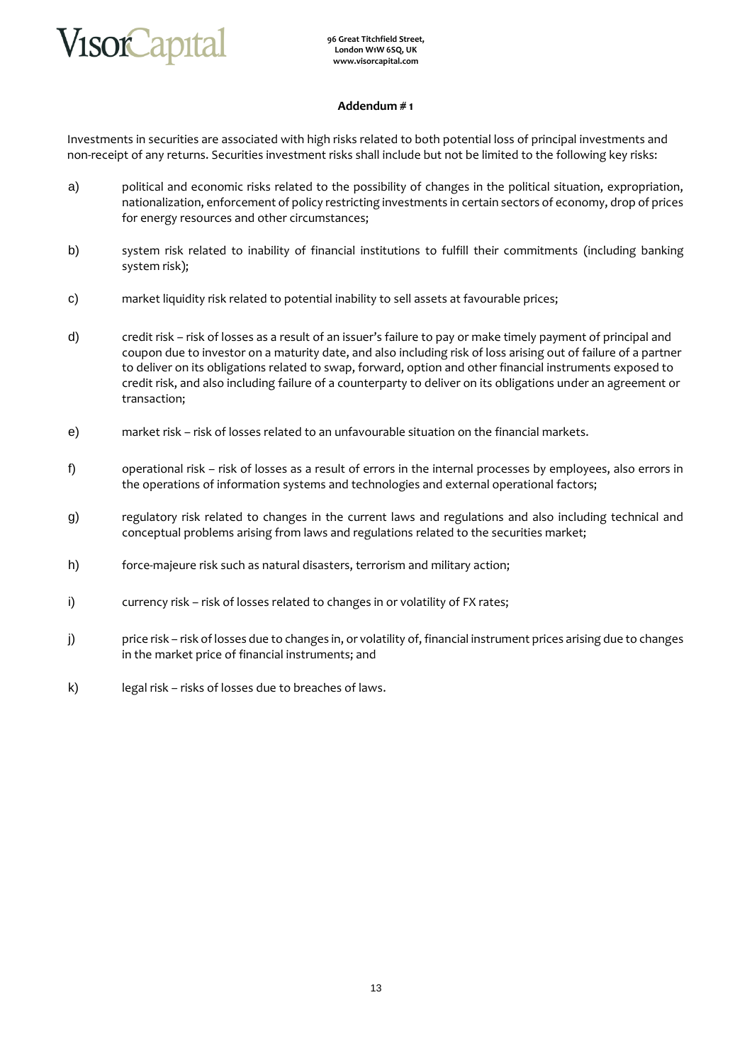**Addendum # 1**

Investments in securities are associated with high risks related to both potential loss of principal investments and non-receipt of any returns. Securities investment risks shall include but not be limited to the following key risks:

a) political and economic risks related to the possibility of changes in the political situation, expropriation, nationalization, enforcement of policy restricting investments in certain sectors of economy, drop of prices for energy resources and other circumstances;

b) system risk related to inability of financial institutions to fulfill their commitments (including banking system risk);

c) market liquidity risk related to potential inability to sell assets at favourable prices;

d) credit risk – risk of losses as a result of an issuer's failure to pay or make timely payment of principal and coupon due to investor on a maturity date, and also including risk of loss arising out of failure of a partner to deliver on its obligations related to swap, forward, option and other financial instruments exposed to credit risk, and also including failure of a counterparty to deliver on its obligations under an agreement or transaction;

e) market risk – risk of losses related to an unfavourable situation on the financial markets.

f) operational risk – risk of losses as a result of errors in the internal processes by employees, also errors in the operations of information systems and technologies and external operational factors;

g) regulatory risk related to changes in the current laws and regulations and also including technical and conceptual problems arising from laws and regulations related to the securities market;

h) force-majeure risk such as natural disasters, terrorism and military action;

i) currency risk – risk of losses related to changes in or volatility of FX rates;

j) price risk – risk of losses due to changes in, or volatility of, financial instrument prices arising due to changes in the market price of financial instruments; and

k) legal risk – risks of losses due to breaches of laws.